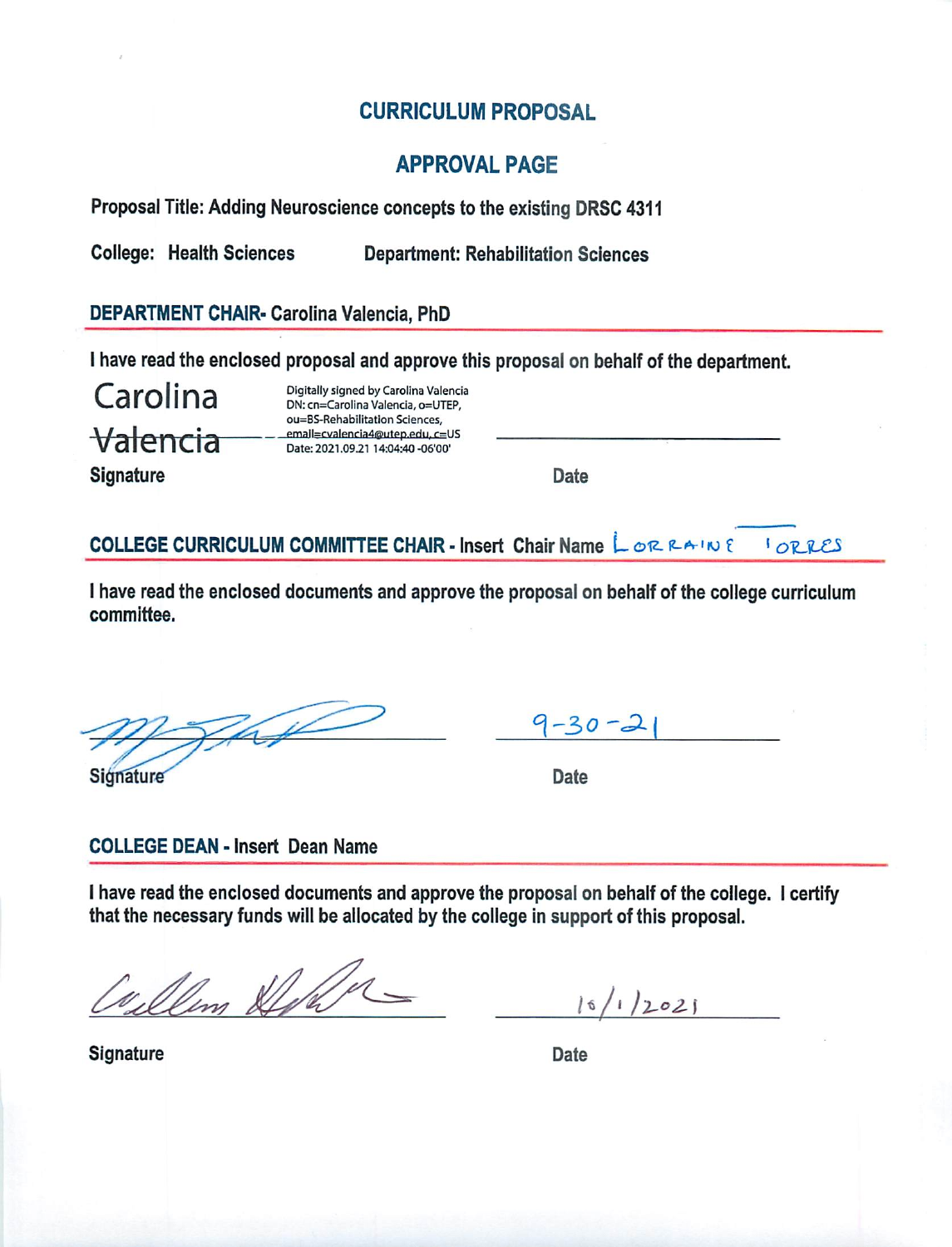# CURRICULUM PROPOSAL

## APPROVAL PAGE

**Proposal Title: Adding Neuroscience concepts to the existing DRSC 4311**

**College: Health Sciences** **Department: Rehabilitation Sciences**

### DEPARTMENT CHAIR- Carolina Valencia, PhD

**I have read the enclosed proposal and approve this proposal on behalf of the department.**

Carolina Valencia

Digitally signed by Carolina Valencia
DN: cn=Carolina Valencia, o=UTEP, ou=BS-Rehabilitation Sciences, email=cvalencia4@utep.edu, c=US
Date: 2021.09.21 14:04:40 -06'00'

**Signature** **Date**

### COLLEGE CURRICULUM COMMITTEE CHAIR - Insert Chair Name LORRAINE TORRES

**I have read the enclosed documents and approve the proposal on behalf of the college curriculum committee.**

**Signature** **Date** 9-30-21

### COLLEGE DEAN - Insert Dean Name

**I have read the enclosed documents and approve the proposal on behalf of the college. I certify that the necessary funds will be allocated by the college in support of this proposal.**

**Signature** **Date** 10/1/2021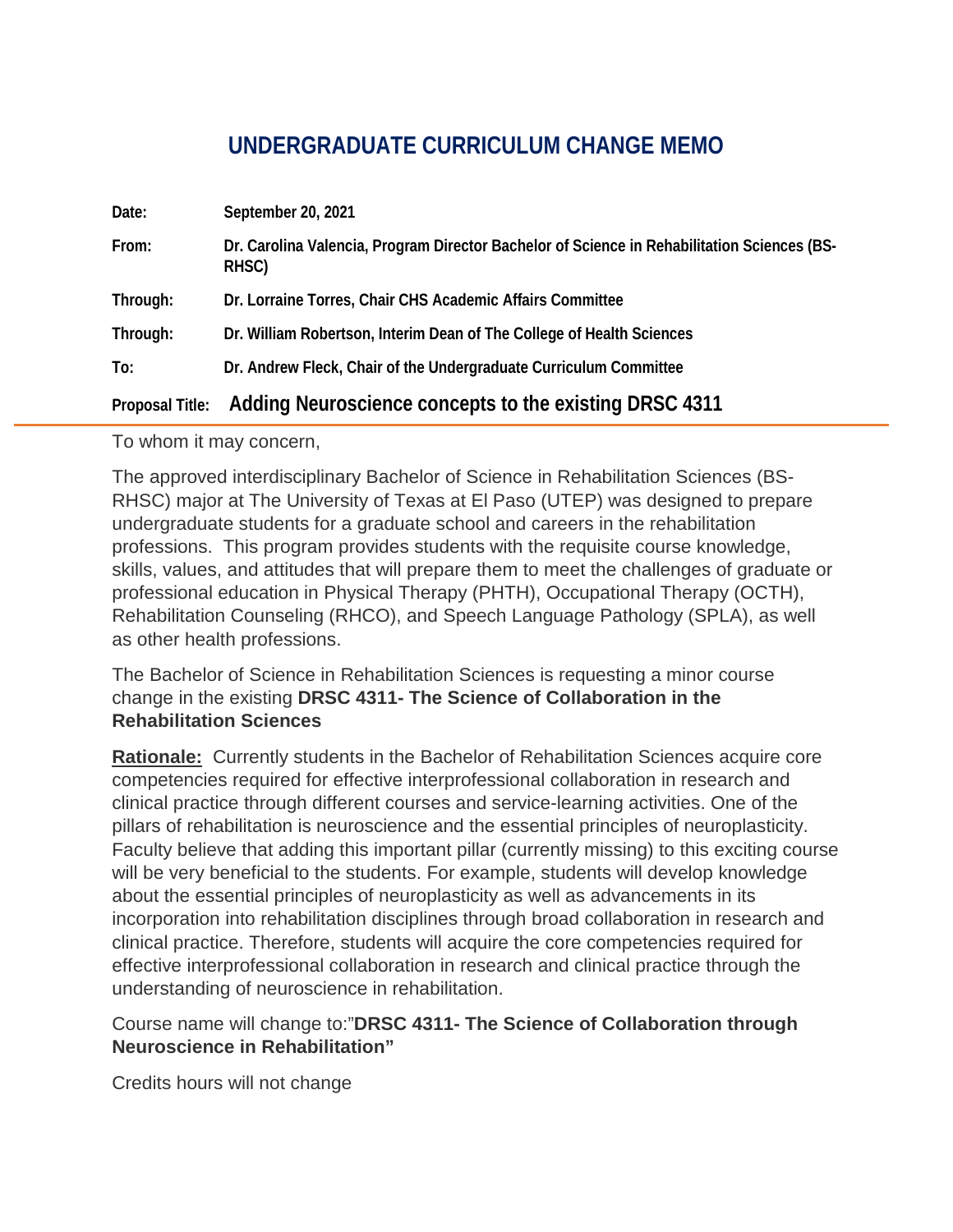# UNDERGRADUATE CURRICULUM CHANGE MEMO

**Date:** **September 20, 2021**

**From:** **Dr. Carolina Valencia, Program Director Bachelor of Science in Rehabilitation Sciences (BS-RHSC)**

**Through:** **Dr. Lorraine Torres, Chair CHS Academic Affairs Committee**

**Through:** **Dr. William Robertson, Interim Dean of The College of Health Sciences**

**To:** **Dr. Andrew Fleck, Chair of the Undergraduate Curriculum Committee**

**Proposal Title:** **Adding Neuroscience concepts to the existing DRSC 4311**

---

To whom it may concern,

The approved interdisciplinary Bachelor of Science in Rehabilitation Sciences (BS-RHSC) major at The University of Texas at El Paso (UTEP) was designed to prepare undergraduate students for a graduate school and careers in the rehabilitation professions. This program provides students with the requisite course knowledge, skills, values, and attitudes that will prepare them to meet the challenges of graduate or professional education in Physical Therapy (PHTH), Occupational Therapy (OCTH), Rehabilitation Counseling (RHCO), and Speech Language Pathology (SPLA), as well as other health professions.

The Bachelor of Science in Rehabilitation Sciences is requesting a minor course change in the existing **DRSC 4311- The Science of Collaboration in the Rehabilitation Sciences**

**Rationale:** Currently students in the Bachelor of Rehabilitation Sciences acquire core competencies required for effective interprofessional collaboration in research and clinical practice through different courses and service-learning activities. One of the pillars of rehabilitation is neuroscience and the essential principles of neuroplasticity. Faculty believe that adding this important pillar (currently missing) to this exciting course will be very beneficial to the students. For example, students will develop knowledge about the essential principles of neuroplasticity as well as advancements in its incorporation into rehabilitation disciplines through broad collaboration in research and clinical practice. Therefore, students will acquire the core competencies required for effective interprofessional collaboration in research and clinical practice through the understanding of neuroscience in rehabilitation.

Course name will change to:"**DRSC 4311- The Science of Collaboration through Neuroscience in Rehabilitation"**

Credits hours will not change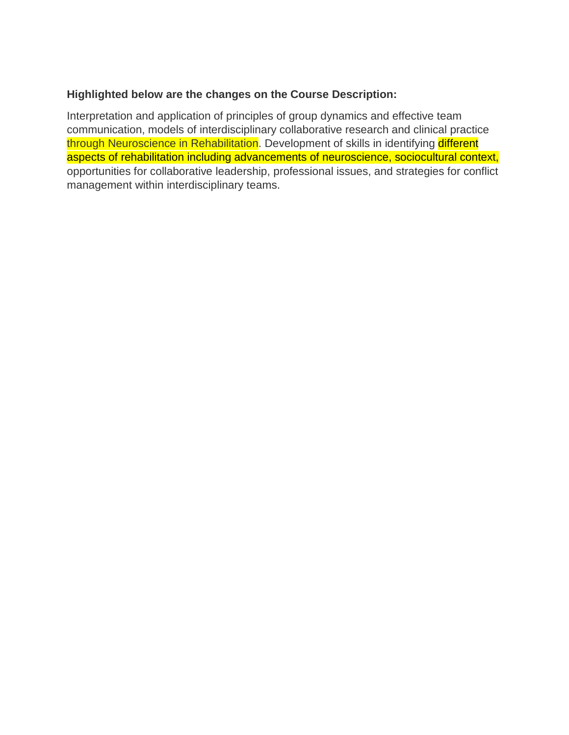**Highlighted below are the changes on the Course Description:**

Interpretation and application of principles of group dynamics and effective team communication, models of interdisciplinary collaborative research and clinical practice through Neuroscience in Rehabilitation. Development of skills in identifying different aspects of rehabilitation including advancements of neuroscience, sociocultural context, opportunities for collaborative leadership, professional issues, and strategies for conflict management within interdisciplinary teams.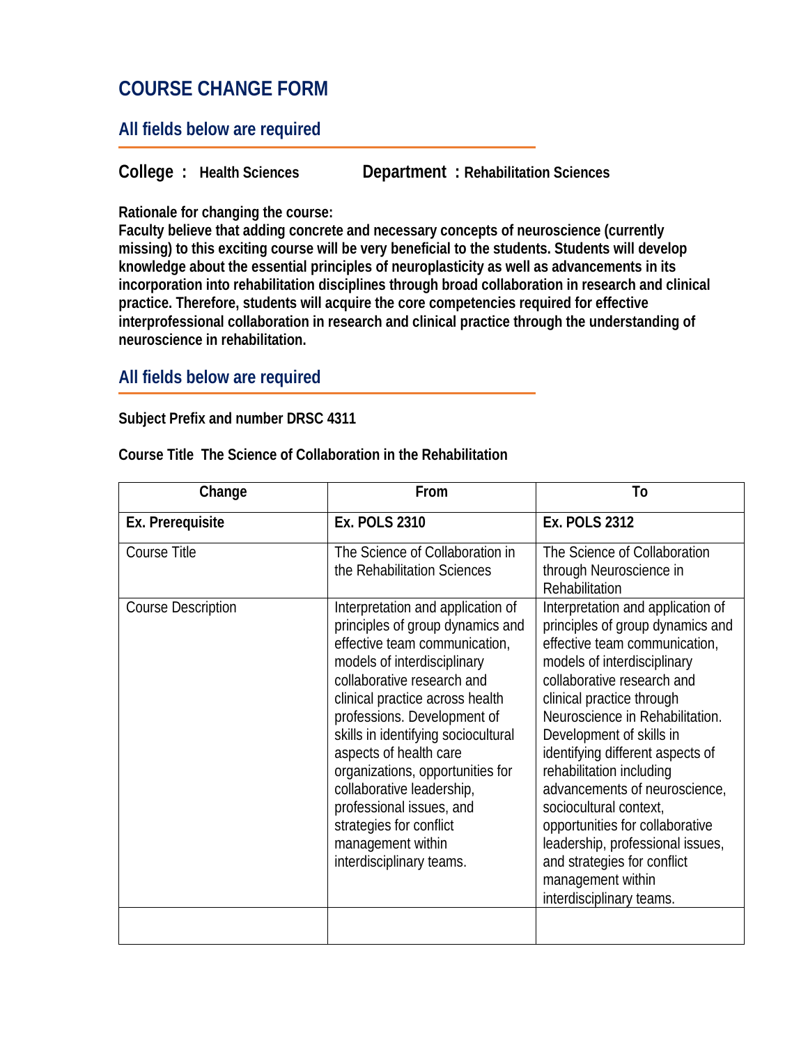# COURSE CHANGE FORM

## All fields below are required

**College : Health Sciences** **Department : Rehabilitation Sciences**

**Rationale for changing the course:**
**Faculty believe that adding concrete and necessary concepts of neuroscience (currently missing) to this exciting course will be very beneficial to the students. Students will develop knowledge about the essential principles of neuroplasticity as well as advancements in its incorporation into rehabilitation disciplines through broad collaboration in research and clinical practice. Therefore, students will acquire the core competencies required for effective interprofessional collaboration in research and clinical practice through the understanding of neuroscience in rehabilitation.**

## All fields below are required

**Subject Prefix and number DRSC 4311**

**Course Title The Science of Collaboration in the Rehabilitation**

| Change | From | To |
|---|---|---|
| **Ex. Prerequisite** | **Ex. POLS 2310** | **Ex. POLS 2312** |
| Course Title | The Science of Collaboration in the Rehabilitation Sciences | The Science of Collaboration through Neuroscience in Rehabilitation |
| Course Description | Interpretation and application of principles of group dynamics and effective team communication, models of interdisciplinary collaborative research and clinical practice across health professions. Development of skills in identifying sociocultural aspects of health care organizations, opportunities for collaborative leadership, professional issues, and strategies for conflict management within interdisciplinary teams. | Interpretation and application of principles of group dynamics and effective team communication, models of interdisciplinary collaborative research and clinical practice through Neuroscience in Rehabilitation. Development of skills in identifying different aspects of rehabilitation including advancements of neuroscience, sociocultural context, opportunities for collaborative leadership, professional issues, and strategies for conflict management within interdisciplinary teams. |
| | | |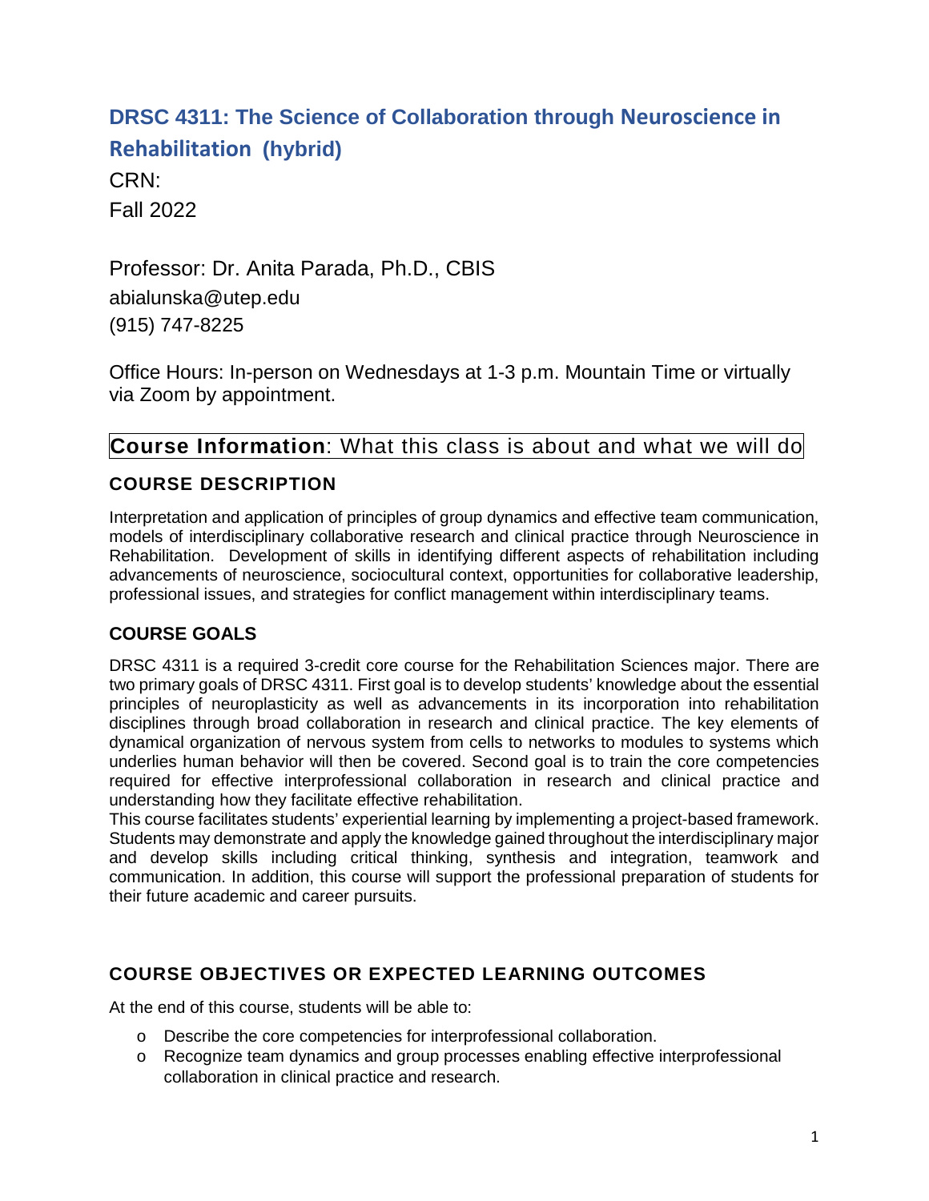# DRSC 4311: The Science of Collaboration through Neuroscience in Rehabilitation (hybrid)

CRN:

Fall 2022

Professor: Dr. Anita Parada, Ph.D., CBIS

abialunska@utep.edu

(915) 747-8225

Office Hours: In-person on Wednesdays at 1-3 p.m. Mountain Time or virtually via Zoom by appointment.

## **Course Information**: What this class is about and what we will do

### COURSE DESCRIPTION

Interpretation and application of principles of group dynamics and effective team communication, models of interdisciplinary collaborative research and clinical practice through Neuroscience in Rehabilitation. Development of skills in identifying different aspects of rehabilitation including advancements of neuroscience, sociocultural context, opportunities for collaborative leadership, professional issues, and strategies for conflict management within interdisciplinary teams.

### COURSE GOALS

DRSC 4311 is a required 3-credit core course for the Rehabilitation Sciences major. There are two primary goals of DRSC 4311. First goal is to develop students' knowledge about the essential principles of neuroplasticity as well as advancements in its incorporation into rehabilitation disciplines through broad collaboration in research and clinical practice. The key elements of dynamical organization of nervous system from cells to networks to modules to systems which underlies human behavior will then be covered. Second goal is to train the core competencies required for effective interprofessional collaboration in research and clinical practice and understanding how they facilitate effective rehabilitation.

This course facilitates students' experiential learning by implementing a project-based framework. Students may demonstrate and apply the knowledge gained throughout the interdisciplinary major and develop skills including critical thinking, synthesis and integration, teamwork and communication. In addition, this course will support the professional preparation of students for their future academic and career pursuits.

### COURSE OBJECTIVES OR EXPECTED LEARNING OUTCOMES

At the end of this course, students will be able to:

- Describe the core competencies for interprofessional collaboration.
- Recognize team dynamics and group processes enabling effective interprofessional collaboration in clinical practice and research.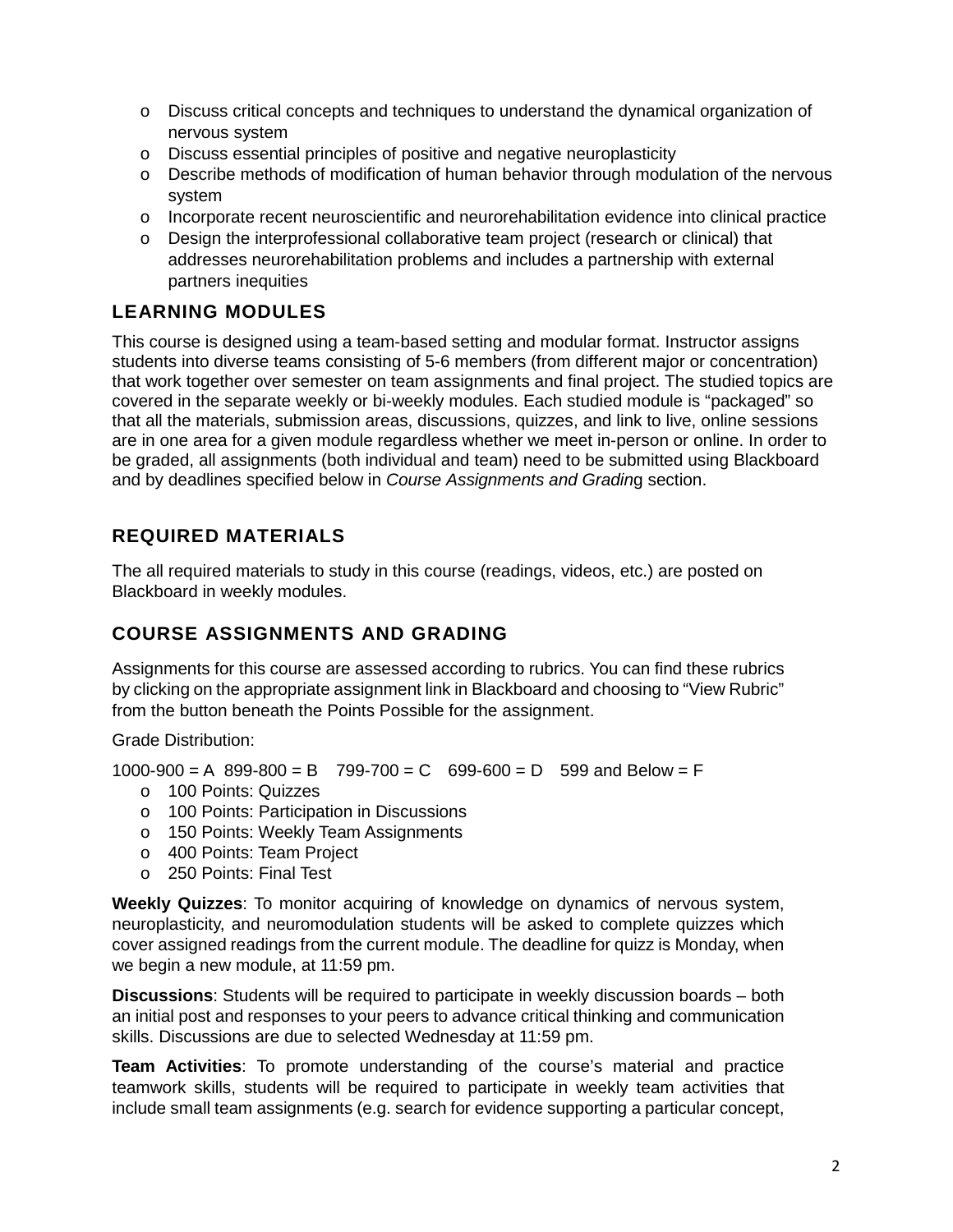- Discuss critical concepts and techniques to understand the dynamical organization of nervous system
- Discuss essential principles of positive and negative neuroplasticity
- Describe methods of modification of human behavior through modulation of the nervous system
- Incorporate recent neuroscientific and neurorehabilitation evidence into clinical practice
- Design the interprofessional collaborative team project (research or clinical) that addresses neurorehabilitation problems and includes a partnership with external partners inequities

## LEARNING MODULES

This course is designed using a team-based setting and modular format. Instructor assigns students into diverse teams consisting of 5-6 members (from different major or concentration) that work together over semester on team assignments and final project. The studied topics are covered in the separate weekly or bi-weekly modules. Each studied module is "packaged" so that all the materials, submission areas, discussions, quizzes, and link to live, online sessions are in one area for a given module regardless whether we meet in-person or online. In order to be graded, all assignments (both individual and team) need to be submitted using Blackboard and by deadlines specified below in *Course Assignments and Grading* section.

## REQUIRED MATERIALS

The all required materials to study in this course (readings, videos, etc.) are posted on Blackboard in weekly modules.

## COURSE ASSIGNMENTS AND GRADING

Assignments for this course are assessed according to rubrics. You can find these rubrics by clicking on the appropriate assignment link in Blackboard and choosing to "View Rubric" from the button beneath the Points Possible for the assignment.

Grade Distribution:

1000-900 = A  899-800 = B  799-700 = C  699-600 = D  599 and Below = F

- 100 Points: Quizzes
- 100 Points: Participation in Discussions
- 150 Points: Weekly Team Assignments
- 400 Points: Team Project
- 250 Points: Final Test

**Weekly Quizzes**: To monitor acquiring of knowledge on dynamics of nervous system, neuroplasticity, and neuromodulation students will be asked to complete quizzes which cover assigned readings from the current module. The deadline for quizz is Monday, when we begin a new module, at 11:59 pm.

**Discussions**: Students will be required to participate in weekly discussion boards – both an initial post and responses to your peers to advance critical thinking and communication skills. Discussions are due to selected Wednesday at 11:59 pm.

**Team Activities**: To promote understanding of the course's material and practice teamwork skills, students will be required to participate in weekly team activities that include small team assignments (e.g. search for evidence supporting a particular concept,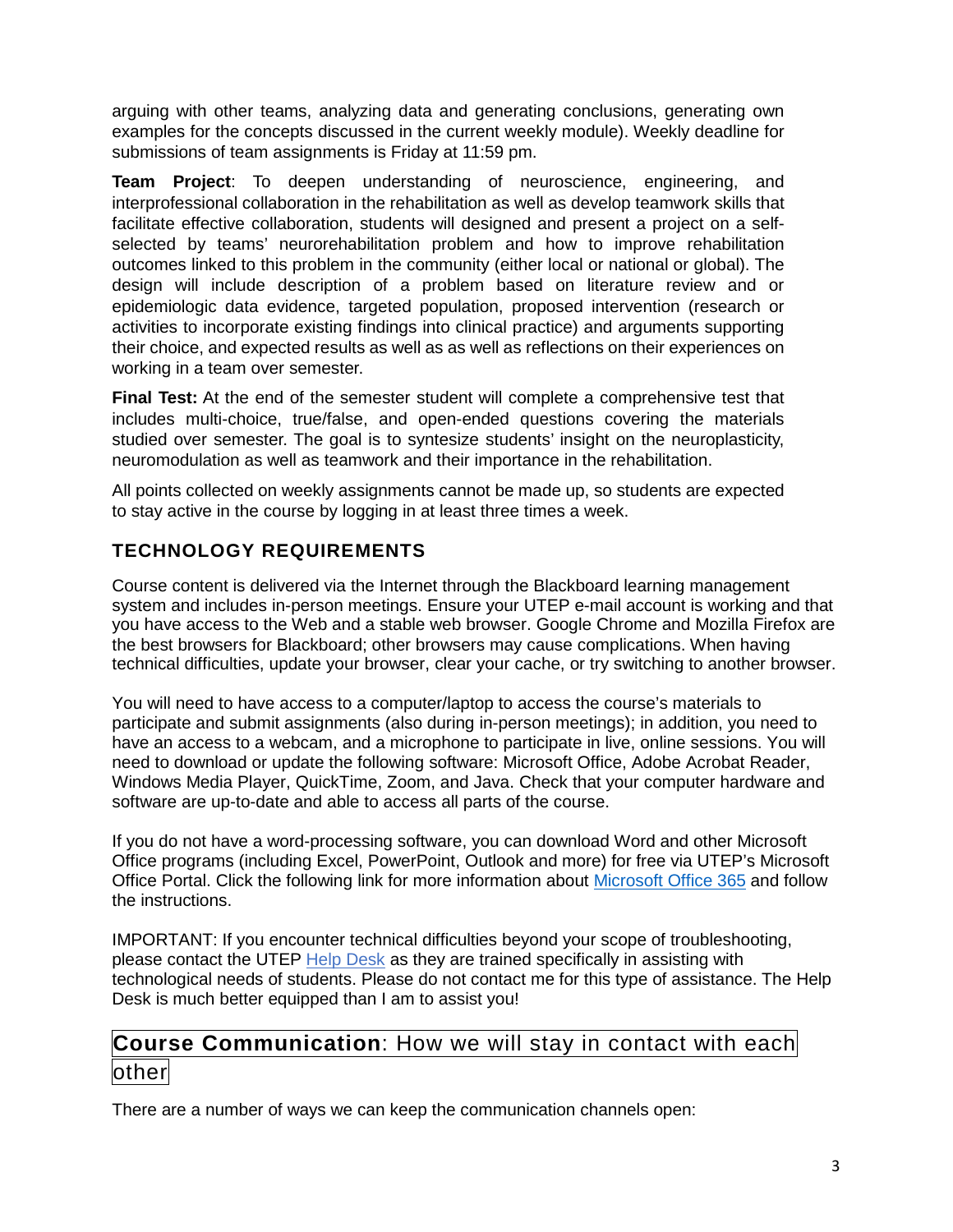arguing with other teams, analyzing data and generating conclusions, generating own examples for the concepts discussed in the current weekly module). Weekly deadline for submissions of team assignments is Friday at 11:59 pm.

**Team Project**: To deepen understanding of neuroscience, engineering, and interprofessional collaboration in the rehabilitation as well as develop teamwork skills that facilitate effective collaboration, students will designed and present a project on a self-selected by teams' neurorehabilitation problem and how to improve rehabilitation outcomes linked to this problem in the community (either local or national or global). The design will include description of a problem based on literature review and or epidemiologic data evidence, targeted population, proposed intervention (research or activities to incorporate existing findings into clinical practice) and arguments supporting their choice, and expected results as well as as well as reflections on their experiences on working in a team over semester.

**Final Test:** At the end of the semester student will complete a comprehensive test that includes multi-choice, true/false, and open-ended questions covering the materials studied over semester. The goal is to syntesize students' insight on the neuroplasticity, neuromodulation as well as teamwork and their importance in the rehabilitation.

All points collected on weekly assignments cannot be made up, so students are expected to stay active in the course by logging in at least three times a week.

## TECHNOLOGY REQUIREMENTS

Course content is delivered via the Internet through the Blackboard learning management system and includes in-person meetings. Ensure your UTEP e-mail account is working and that you have access to the Web and a stable web browser. Google Chrome and Mozilla Firefox are the best browsers for Blackboard; other browsers may cause complications. When having technical difficulties, update your browser, clear your cache, or try switching to another browser.

You will need to have access to a computer/laptop to access the course's materials to participate and submit assignments (also during in-person meetings); in addition, you need to have an access to a webcam, and a microphone to participate in live, online sessions. You will need to download or update the following software: Microsoft Office, Adobe Acrobat Reader, Windows Media Player, QuickTime, Zoom, and Java. Check that your computer hardware and software are up-to-date and able to access all parts of the course.

If you do not have a word-processing software, you can download Word and other Microsoft Office programs (including Excel, PowerPoint, Outlook and more) for free via UTEP's Microsoft Office Portal. Click the following link for more information about Microsoft Office 365 and follow the instructions.

IMPORTANT: If you encounter technical difficulties beyond your scope of troubleshooting, please contact the UTEP Help Desk as they are trained specifically in assisting with technological needs of students. Please do not contact me for this type of assistance. The Help Desk is much better equipped than I am to assist you!

## **Course Communication**: How we will stay in contact with each other

There are a number of ways we can keep the communication channels open: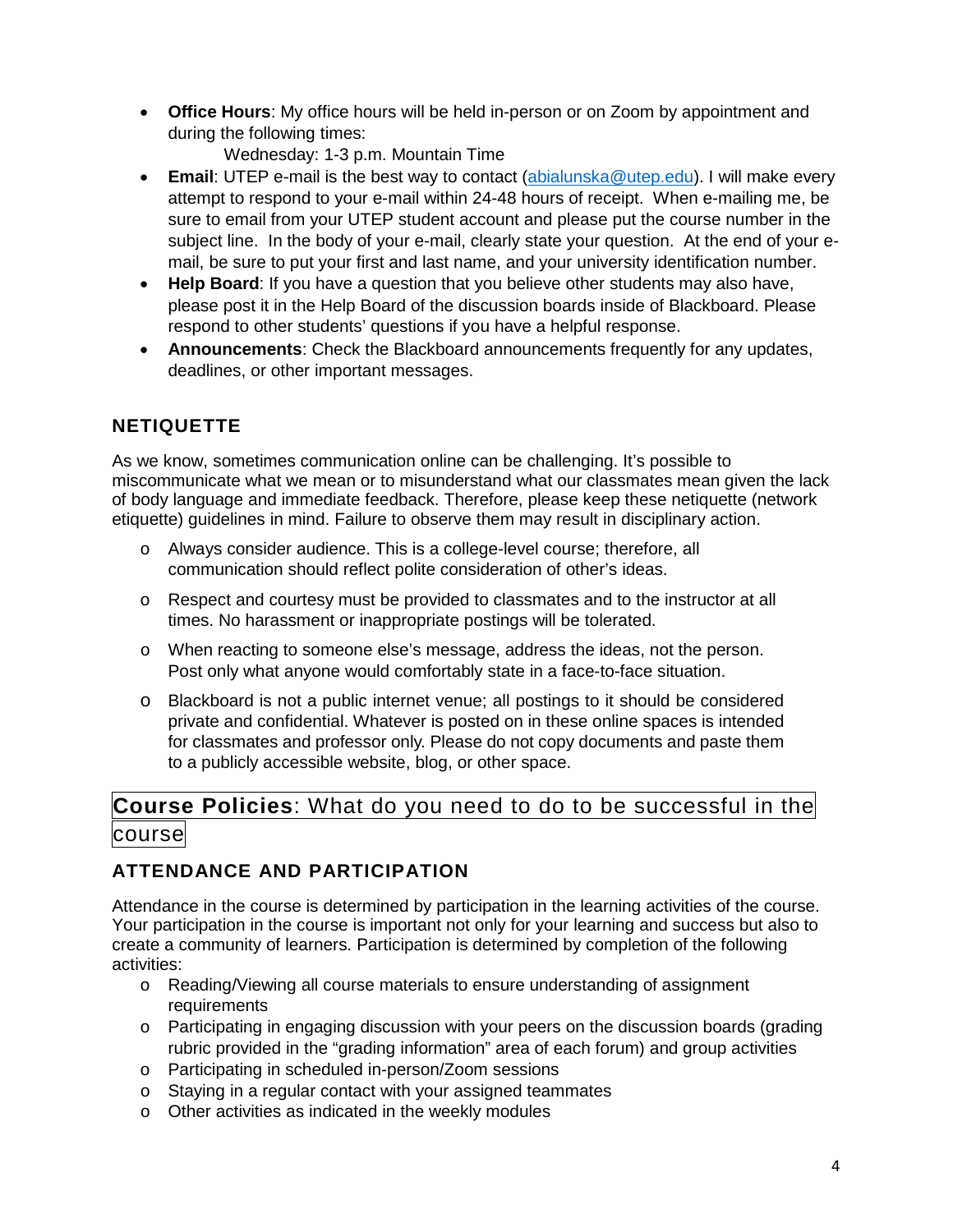- **Office Hours**: My office hours will be held in-person or on Zoom by appointment and during the following times:
  Wednesday: 1-3 p.m. Mountain Time
- **Email**: UTEP e-mail is the best way to contact (abialunska@utep.edu). I will make every attempt to respond to your e-mail within 24-48 hours of receipt. When e-mailing me, be sure to email from your UTEP student account and please put the course number in the subject line. In the body of your e-mail, clearly state your question. At the end of your e-mail, be sure to put your first and last name, and your university identification number.
- **Help Board**: If you have a question that you believe other students may also have, please post it in the Help Board of the discussion boards inside of Blackboard. Please respond to other students' questions if you have a helpful response.
- **Announcements**: Check the Blackboard announcements frequently for any updates, deadlines, or other important messages.

### NETIQUETTE

As we know, sometimes communication online can be challenging. It's possible to miscommunicate what we mean or to misunderstand what our classmates mean given the lack of body language and immediate feedback. Therefore, please keep these netiquette (network etiquette) guidelines in mind. Failure to observe them may result in disciplinary action.

- Always consider audience. This is a college-level course; therefore, all communication should reflect polite consideration of other's ideas.
- Respect and courtesy must be provided to classmates and to the instructor at all times. No harassment or inappropriate postings will be tolerated.
- When reacting to someone else's message, address the ideas, not the person. Post only what anyone would comfortably state in a face-to-face situation.
- Blackboard is not a public internet venue; all postings to it should be considered private and confidential. Whatever is posted on in these online spaces is intended for classmates and professor only. Please do not copy documents and paste them to a publicly accessible website, blog, or other space.

## **Course Policies**: What do you need to do to be successful in the course

### ATTENDANCE AND PARTICIPATION

Attendance in the course is determined by participation in the learning activities of the course. Your participation in the course is important not only for your learning and success but also to create a community of learners. Participation is determined by completion of the following activities:

- Reading/Viewing all course materials to ensure understanding of assignment requirements
- Participating in engaging discussion with your peers on the discussion boards (grading rubric provided in the "grading information" area of each forum) and group activities
- Participating in scheduled in-person/Zoom sessions
- Staying in a regular contact with your assigned teammates
- Other activities as indicated in the weekly modules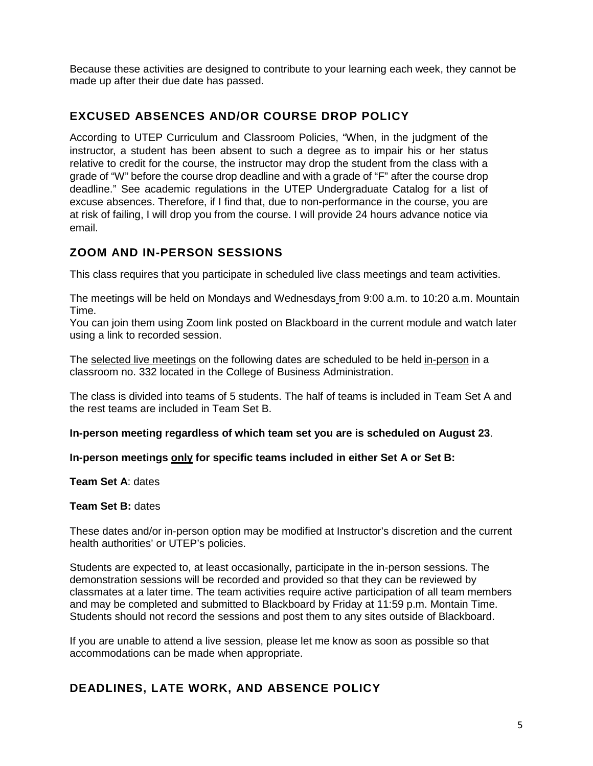Because these activities are designed to contribute to your learning each week, they cannot be made up after their due date has passed.

## EXCUSED ABSENCES AND/OR COURSE DROP POLICY

According to UTEP Curriculum and Classroom Policies, "When, in the judgment of the instructor, a student has been absent to such a degree as to impair his or her status relative to credit for the course, the instructor may drop the student from the class with a grade of "W" before the course drop deadline and with a grade of "F" after the course drop deadline." See academic regulations in the UTEP Undergraduate Catalog for a list of excuse absences. Therefore, if I find that, due to non-performance in the course, you are at risk of failing, I will drop you from the course. I will provide 24 hours advance notice via email.

## ZOOM AND IN-PERSON SESSIONS

This class requires that you participate in scheduled live class meetings and team activities.

The meetings will be held on Mondays and Wednesdays from 9:00 a.m. to 10:20 a.m. Mountain Time.
You can join them using Zoom link posted on Blackboard in the current module and watch later using a link to recorded session.

The selected live meetings on the following dates are scheduled to be held in-person in a classroom no. 332 located in the College of Business Administration.

The class is divided into teams of 5 students. The half of teams is included in Team Set A and the rest teams are included in Team Set B.

**In-person meeting regardless of which team set you are is scheduled on August 23**.

**In-person meetings only for specific teams included in either Set A or Set B:**

**Team Set A**: dates

**Team Set B:** dates

These dates and/or in-person option may be modified at Instructor's discretion and the current health authorities' or UTEP's policies.

Students are expected to, at least occasionally, participate in the in-person sessions. The demonstration sessions will be recorded and provided so that they can be reviewed by classmates at a later time. The team activities require active participation of all team members and may be completed and submitted to Blackboard by Friday at 11:59 p.m. Montain Time. Students should not record the sessions and post them to any sites outside of Blackboard.

If you are unable to attend a live session, please let me know as soon as possible so that accommodations can be made when appropriate.

## DEADLINES, LATE WORK, AND ABSENCE POLICY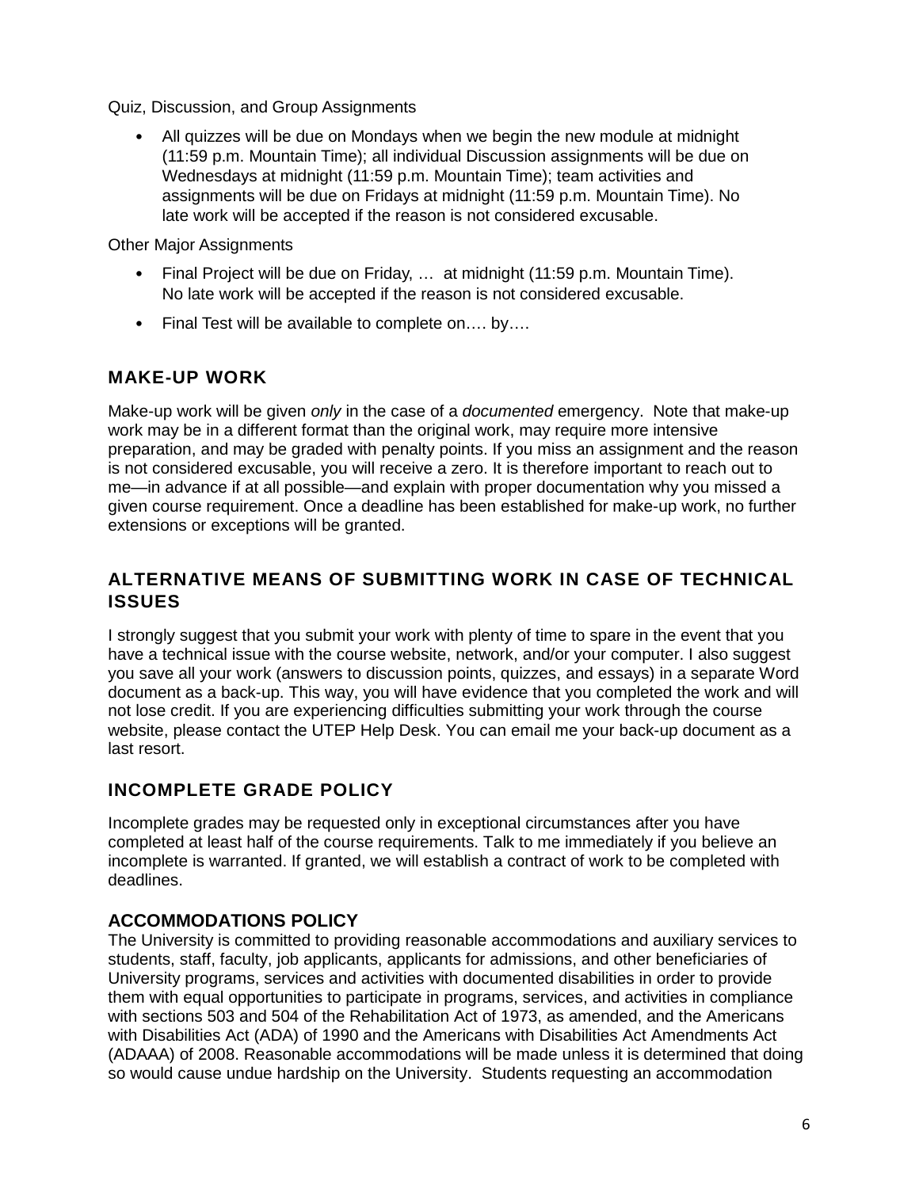Quiz, Discussion, and Group Assignments

- All quizzes will be due on Mondays when we begin the new module at midnight (11:59 p.m. Mountain Time); all individual Discussion assignments will be due on Wednesdays at midnight (11:59 p.m. Mountain Time); team activities and assignments will be due on Fridays at midnight (11:59 p.m. Mountain Time). No late work will be accepted if the reason is not considered excusable.

Other Major Assignments

- Final Project will be due on Friday, … at midnight (11:59 p.m. Mountain Time). No late work will be accepted if the reason is not considered excusable.
- Final Test will be available to complete on…. by….

## MAKE-UP WORK

Make-up work will be given *only* in the case of a *documented* emergency. Note that make-up work may be in a different format than the original work, may require more intensive preparation, and may be graded with penalty points. If you miss an assignment and the reason is not considered excusable, you will receive a zero. It is therefore important to reach out to me—in advance if at all possible—and explain with proper documentation why you missed a given course requirement. Once a deadline has been established for make-up work, no further extensions or exceptions will be granted.

## ALTERNATIVE MEANS OF SUBMITTING WORK IN CASE OF TECHNICAL ISSUES

I strongly suggest that you submit your work with plenty of time to spare in the event that you have a technical issue with the course website, network, and/or your computer. I also suggest you save all your work (answers to discussion points, quizzes, and essays) in a separate Word document as a back-up. This way, you will have evidence that you completed the work and will not lose credit. If you are experiencing difficulties submitting your work through the course website, please contact the UTEP Help Desk. You can email me your back-up document as a last resort.

## INCOMPLETE GRADE POLICY

Incomplete grades may be requested only in exceptional circumstances after you have completed at least half of the course requirements. Talk to me immediately if you believe an incomplete is warranted. If granted, we will establish a contract of work to be completed with deadlines.

## ACCOMMODATIONS POLICY

The University is committed to providing reasonable accommodations and auxiliary services to students, staff, faculty, job applicants, applicants for admissions, and other beneficiaries of University programs, services and activities with documented disabilities in order to provide them with equal opportunities to participate in programs, services, and activities in compliance with sections 503 and 504 of the Rehabilitation Act of 1973, as amended, and the Americans with Disabilities Act (ADA) of 1990 and the Americans with Disabilities Act Amendments Act (ADAAA) of 2008. Reasonable accommodations will be made unless it is determined that doing so would cause undue hardship on the University. Students requesting an accommodation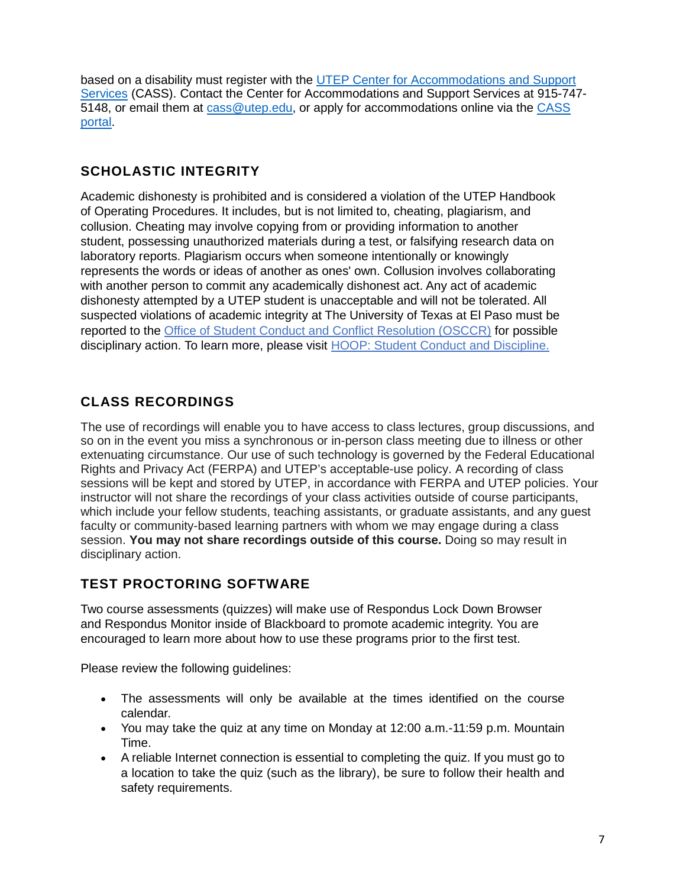based on a disability must register with the [UTEP Center for Accommodations and Support Services](#) (CASS). Contact the Center for Accommodations and Support Services at 915-747-5148, or email them at [cass@utep.edu](mailto:cass@utep.edu), or apply for accommodations online via the [CASS portal](#).

## SCHOLASTIC INTEGRITY

Academic dishonesty is prohibited and is considered a violation of the UTEP Handbook of Operating Procedures. It includes, but is not limited to, cheating, plagiarism, and collusion. Cheating may involve copying from or providing information to another student, possessing unauthorized materials during a test, or falsifying research data on laboratory reports. Plagiarism occurs when someone intentionally or knowingly represents the words or ideas of another as ones' own. Collusion involves collaborating with another person to commit any academically dishonest act. Any act of academic dishonesty attempted by a UTEP student is unacceptable and will not be tolerated. All suspected violations of academic integrity at The University of Texas at El Paso must be reported to the [Office of Student Conduct and Conflict Resolution (OSCCR)](#) for possible disciplinary action. To learn more, please visit [HOOP: Student Conduct and Discipline.](#)

## CLASS RECORDINGS

The use of recordings will enable you to have access to class lectures, group discussions, and so on in the event you miss a synchronous or in-person class meeting due to illness or other extenuating circumstance. Our use of such technology is governed by the Federal Educational Rights and Privacy Act (FERPA) and UTEP's acceptable-use policy. A recording of class sessions will be kept and stored by UTEP, in accordance with FERPA and UTEP policies. Your instructor will not share the recordings of your class activities outside of course participants, which include your fellow students, teaching assistants, or graduate assistants, and any guest faculty or community-based learning partners with whom we may engage during a class session. **You may not share recordings outside of this course.** Doing so may result in disciplinary action.

## TEST PROCTORING SOFTWARE

Two course assessments (quizzes) will make use of Respondus Lock Down Browser and Respondus Monitor inside of Blackboard to promote academic integrity. You are encouraged to learn more about how to use these programs prior to the first test.

Please review the following guidelines:

- The assessments will only be available at the times identified on the course calendar.
- You may take the quiz at any time on Monday at 12:00 a.m.-11:59 p.m. Mountain Time.
- A reliable Internet connection is essential to completing the quiz. If you must go to a location to take the quiz (such as the library), be sure to follow their health and safety requirements.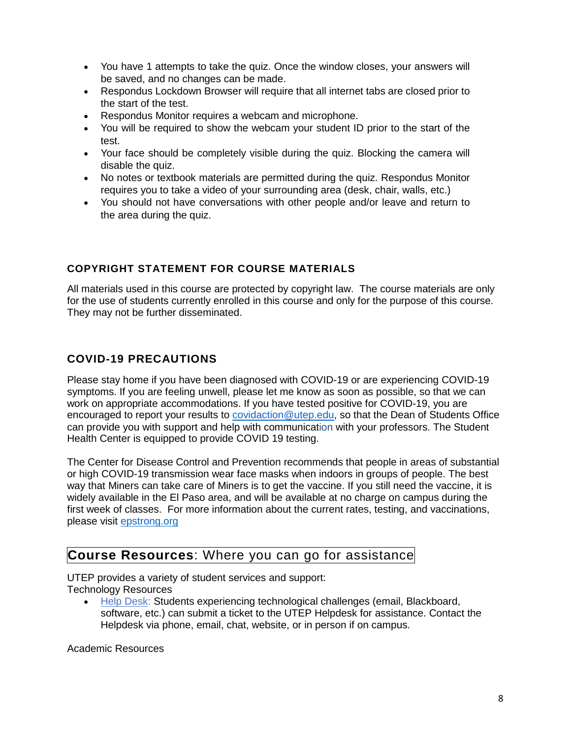- You have 1 attempts to take the quiz. Once the window closes, your answers will be saved, and no changes can be made.
- Respondus Lockdown Browser will require that all internet tabs are closed prior to the start of the test.
- Respondus Monitor requires a webcam and microphone.
- You will be required to show the webcam your student ID prior to the start of the test.
- Your face should be completely visible during the quiz. Blocking the camera will disable the quiz.
- No notes or textbook materials are permitted during the quiz. Respondus Monitor requires you to take a video of your surrounding area (desk, chair, walls, etc.)
- You should not have conversations with other people and/or leave and return to the area during the quiz.

### COPYRIGHT STATEMENT FOR COURSE MATERIALS

All materials used in this course are protected by copyright law. The course materials are only for the use of students currently enrolled in this course and only for the purpose of this course. They may not be further disseminated.

## COVID-19 PRECAUTIONS

Please stay home if you have been diagnosed with COVID-19 or are experiencing COVID-19 symptoms. If you are feeling unwell, please let me know as soon as possible, so that we can work on appropriate accommodations. If you have tested positive for COVID-19, you are encouraged to report your results to covidaction@utep.edu, so that the Dean of Students Office can provide you with support and help with communication with your professors. The Student Health Center is equipped to provide COVID 19 testing.

The Center for Disease Control and Prevention recommends that people in areas of substantial or high COVID-19 transmission wear face masks when indoors in groups of people. The best way that Miners can take care of Miners is to get the vaccine. If you still need the vaccine, it is widely available in the El Paso area, and will be available at no charge on campus during the first week of classes. For more information about the current rates, testing, and vaccinations, please visit epstrong.org

## **Course Resources**: Where you can go for assistance

UTEP provides a variety of student services and support:

Technology Resources

- Help Desk: Students experiencing technological challenges (email, Blackboard, software, etc.) can submit a ticket to the UTEP Helpdesk for assistance. Contact the Helpdesk via phone, email, chat, website, or in person if on campus.

Academic Resources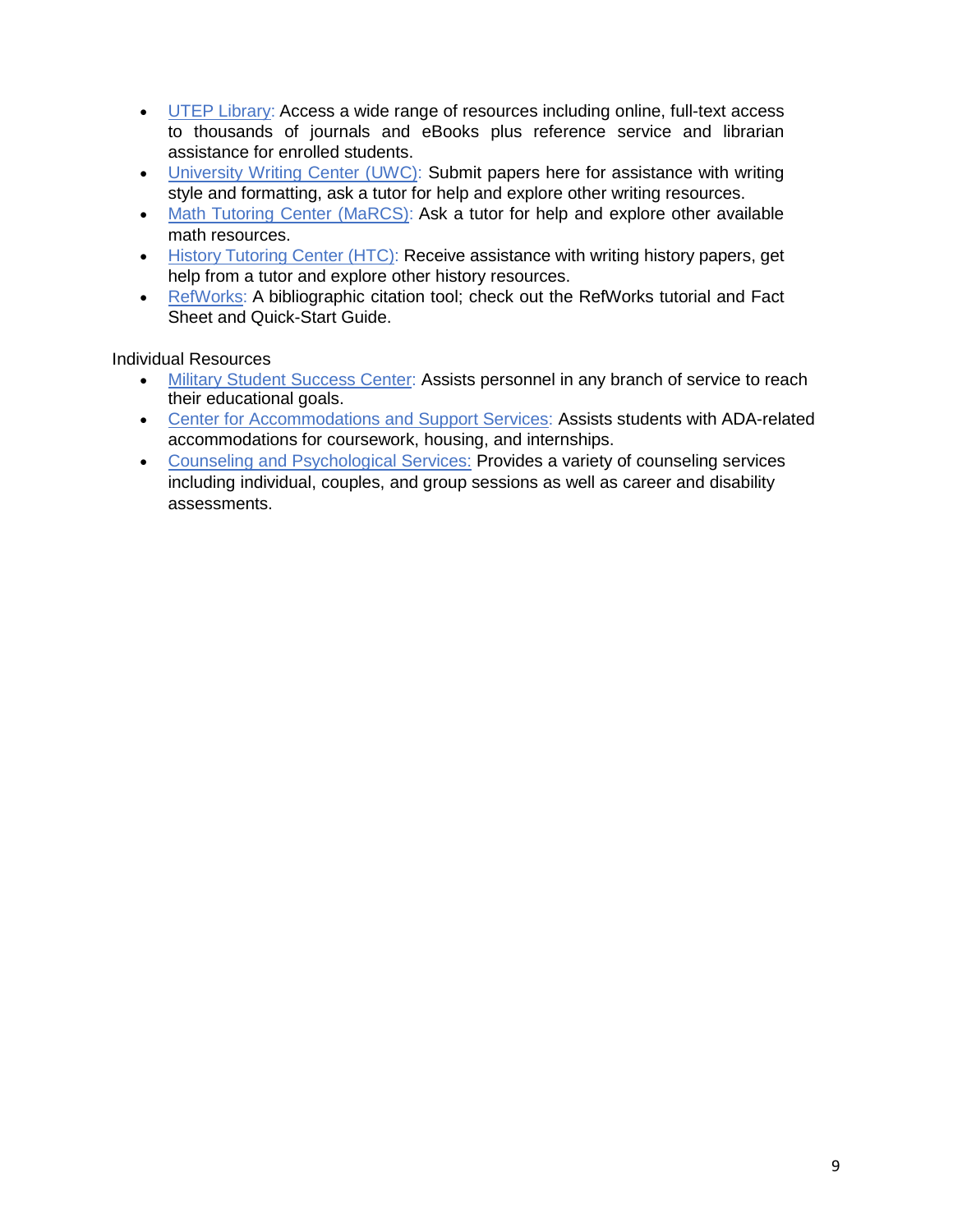- UTEP Library: Access a wide range of resources including online, full-text access to thousands of journals and eBooks plus reference service and librarian assistance for enrolled students.
- University Writing Center (UWC): Submit papers here for assistance with writing style and formatting, ask a tutor for help and explore other writing resources.
- Math Tutoring Center (MaRCS): Ask a tutor for help and explore other available math resources.
- History Tutoring Center (HTC): Receive assistance with writing history papers, get help from a tutor and explore other history resources.
- RefWorks: A bibliographic citation tool; check out the RefWorks tutorial and Fact Sheet and Quick-Start Guide.

Individual Resources

- Military Student Success Center: Assists personnel in any branch of service to reach their educational goals.
- Center for Accommodations and Support Services: Assists students with ADA-related accommodations for coursework, housing, and internships.
- Counseling and Psychological Services: Provides a variety of counseling services including individual, couples, and group sessions as well as career and disability assessments.